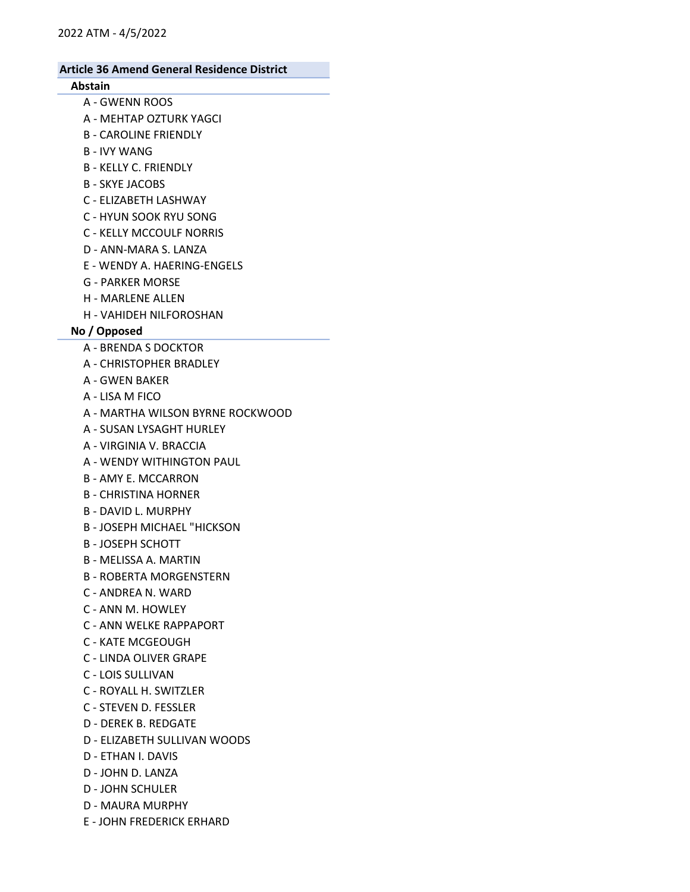2022 ATM - 4/5/2022

## Article 36 Amend General Residence District

### Abstain

- A - GWENN ROOS
- A - MEHTAP OZTURK YAGCI
- B - CAROLINE FRIENDLY
- B - IVY WANG
- B - KELLY C. FRIENDLY
- B - SKYE JACOBS
- C - ELIZABETH LASHWAY
- C - HYUN SOOK RYU SONG
- C - KELLY MCCOULF NORRIS
- D - ANN-MARA S. LANZA
- E - WENDY A. HAERING-ENGELS
- G - PARKER MORSE
- H - MARLENE ALLEN
- H - VAHIDEH NILFOROSHAN

### No / Opposed

- A - BRENDA S DOCKTOR
- A - CHRISTOPHER BRADLEY
- A - GWEN BAKER
- A - LISA M FICO
- A - MARTHA WILSON BYRNE ROCKWOOD
- A - SUSAN LYSAGHT HURLEY
- A - VIRGINIA V. BRACCIA
- A - WENDY WITHINGTON PAUL
- B - AMY E. MCCARRON
- B - CHRISTINA HORNER
- B - DAVID L. MURPHY
- B - JOSEPH MICHAEL "HICKSON
- B - JOSEPH SCHOTT
- B - MELISSA A. MARTIN
- B - ROBERTA MORGENSTERN
- C - ANDREA N. WARD
- C - ANN M. HOWLEY
- C - ANN WELKE RAPPAPORT
- C - KATE MCGEOUGH
- C - LINDA OLIVER GRAPE
- C - LOIS SULLIVAN
- C - ROYALL H. SWITZLER
- C - STEVEN D. FESSLER
- D - DEREK B. REDGATE
- D - ELIZABETH SULLIVAN WOODS
- D - ETHAN I. DAVIS
- D - JOHN D. LANZA
- D - JOHN SCHULER
- D - MAURA MURPHY
- E - JOHN FREDERICK ERHARD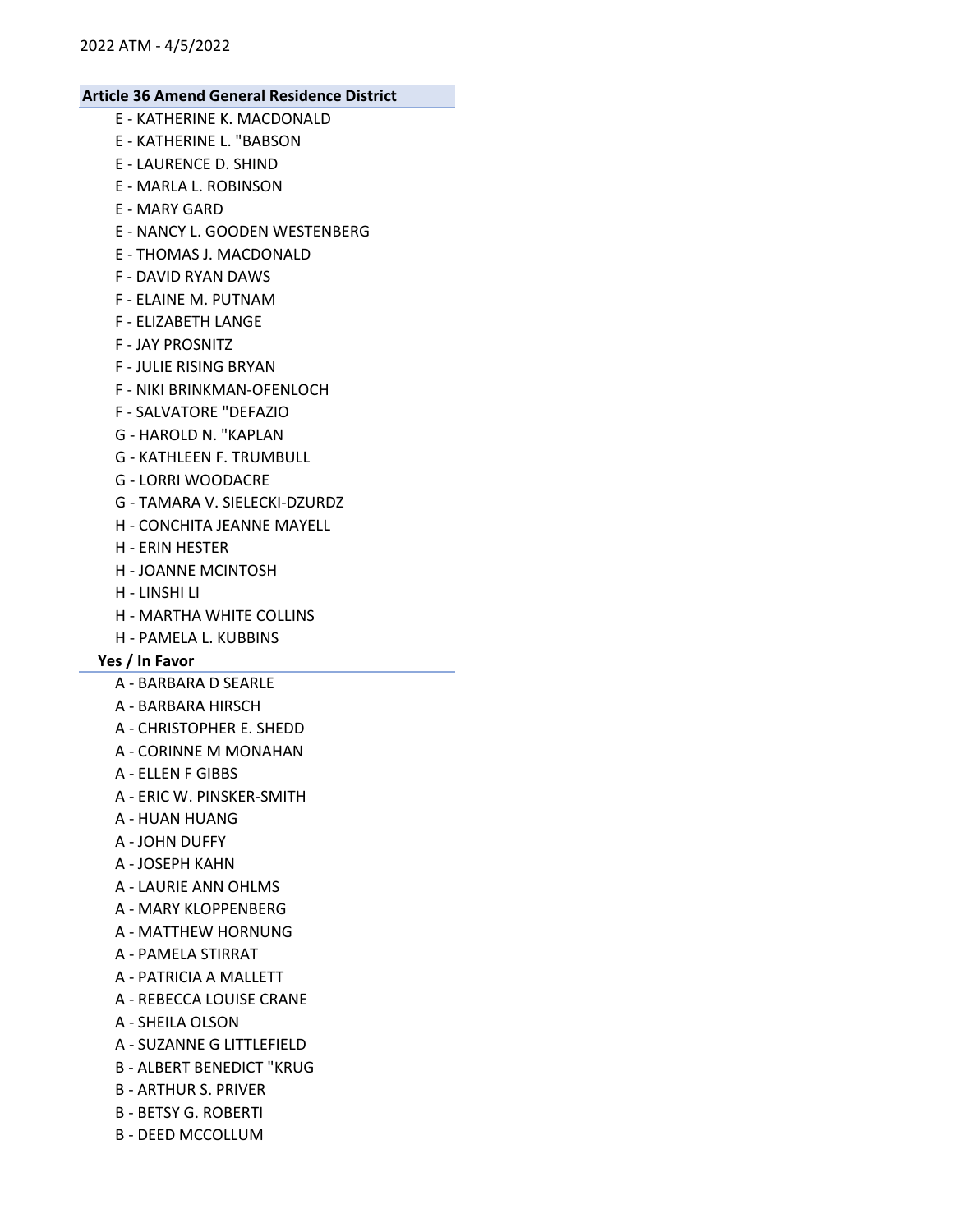## Article 36 Amend General Residence District

- E - KATHERINE K. MACDONALD
- E - KATHERINE L. "BABSON
- E - LAURENCE D. SHIND
- E - MARLA L. ROBINSON
- E - MARY GARD
- E - NANCY L. GOODEN WESTENBERG
- E - THOMAS J. MACDONALD
- F - DAVID RYAN DAWS
- F - ELAINE M. PUTNAM
- F - ELIZABETH LANGE
- F - JAY PROSNITZ
- F - JULIE RISING BRYAN
- F - NIKI BRINKMAN-OFENLOCH
- F - SALVATORE "DEFAZIO
- G - HAROLD N. "KAPLAN
- G - KATHLEEN F. TRUMBULL
- G - LORRI WOODACRE
- G - TAMARA V. SIELECKI-DZURDZ
- H - CONCHITA JEANNE MAYELL
- H - ERIN HESTER
- H - JOANNE MCINTOSH
- H - LINSHI LI
- H - MARTHA WHITE COLLINS
- H - PAMELA L. KUBBINS

### Yes / In Favor

- A - BARBARA D SEARLE
- A - BARBARA HIRSCH
- A - CHRISTOPHER E. SHEDD
- A - CORINNE M MONAHAN
- A - ELLEN F GIBBS
- A - ERIC W. PINSKER-SMITH
- A - HUAN HUANG
- A - JOHN DUFFY
- A - JOSEPH KAHN
- A - LAURIE ANN OHLMS
- A - MARY KLOPPENBERG
- A - MATTHEW HORNUNG
- A - PAMELA STIRRAT
- A - PATRICIA A MALLETT
- A - REBECCA LOUISE CRANE
- A - SHEILA OLSON
- A - SUZANNE G LITTLEFIELD
- B - ALBERT BENEDICT "KRUG
- B - ARTHUR S. PRIVER
- B - BETSY G. ROBERTI
- B - DEED MCCOLLUM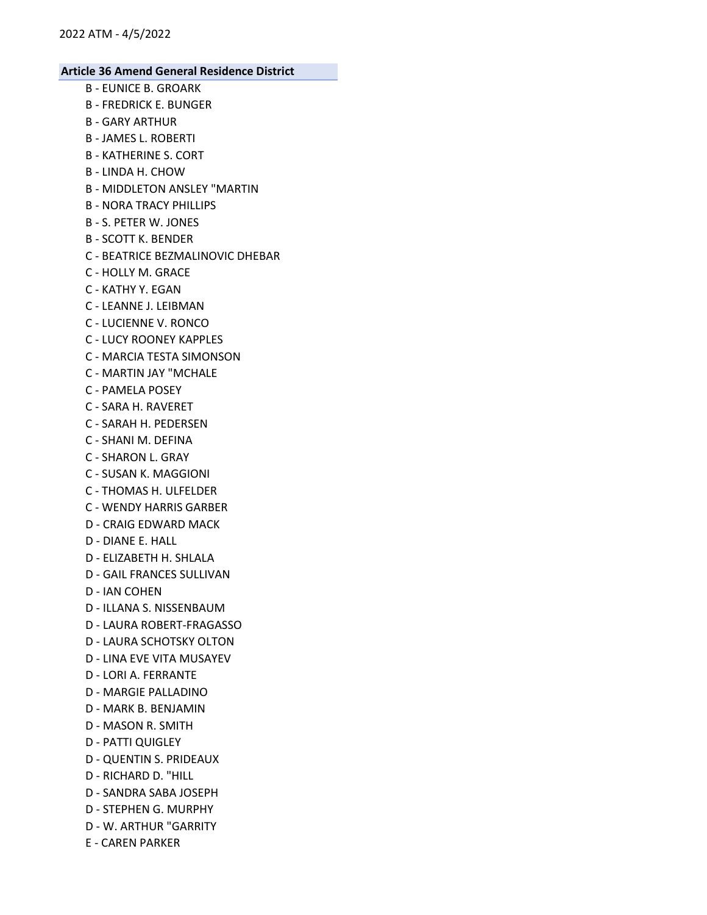**Article 36 Amend General Residence District**

B - EUNICE B. GROARK
B - FREDRICK E. BUNGER
B - GARY ARTHUR
B - JAMES L. ROBERTI
B - KATHERINE S. CORT
B - LINDA H. CHOW
B - MIDDLETON ANSLEY "MARTIN
B - NORA TRACY PHILLIPS
B - S. PETER W. JONES
B - SCOTT K. BENDER
C - BEATRICE BEZMALINOVIC DHEBAR
C - HOLLY M. GRACE
C - KATHY Y. EGAN
C - LEANNE J. LEIBMAN
C - LUCIENNE V. RONCO
C - LUCY ROONEY KAPPLES
C - MARCIA TESTA SIMONSON
C - MARTIN JAY "MCHALE
C - PAMELA POSEY
C - SARA H. RAVERET
C - SARAH H. PEDERSEN
C - SHANI M. DEFINA
C - SHARON L. GRAY
C - SUSAN K. MAGGIONI
C - THOMAS H. ULFELDER
C - WENDY HARRIS GARBER
D - CRAIG EDWARD MACK
D - DIANE E. HALL
D - ELIZABETH H. SHLALA
D - GAIL FRANCES SULLIVAN
D - IAN COHEN
D - ILLANA S. NISSENBAUM
D - LAURA ROBERT-FRAGASSO
D - LAURA SCHOTSKY OLTON
D - LINA EVE VITA MUSAYEV
D - LORI A. FERRANTE
D - MARGIE PALLADINO
D - MARK B. BENJAMIN
D - MASON R. SMITH
D - PATTI QUIGLEY
D - QUENTIN S. PRIDEAUX
D - RICHARD D. "HILL
D - SANDRA SABA JOSEPH
D - STEPHEN G. MURPHY
D - W. ARTHUR "GARRITY
E - CAREN PARKER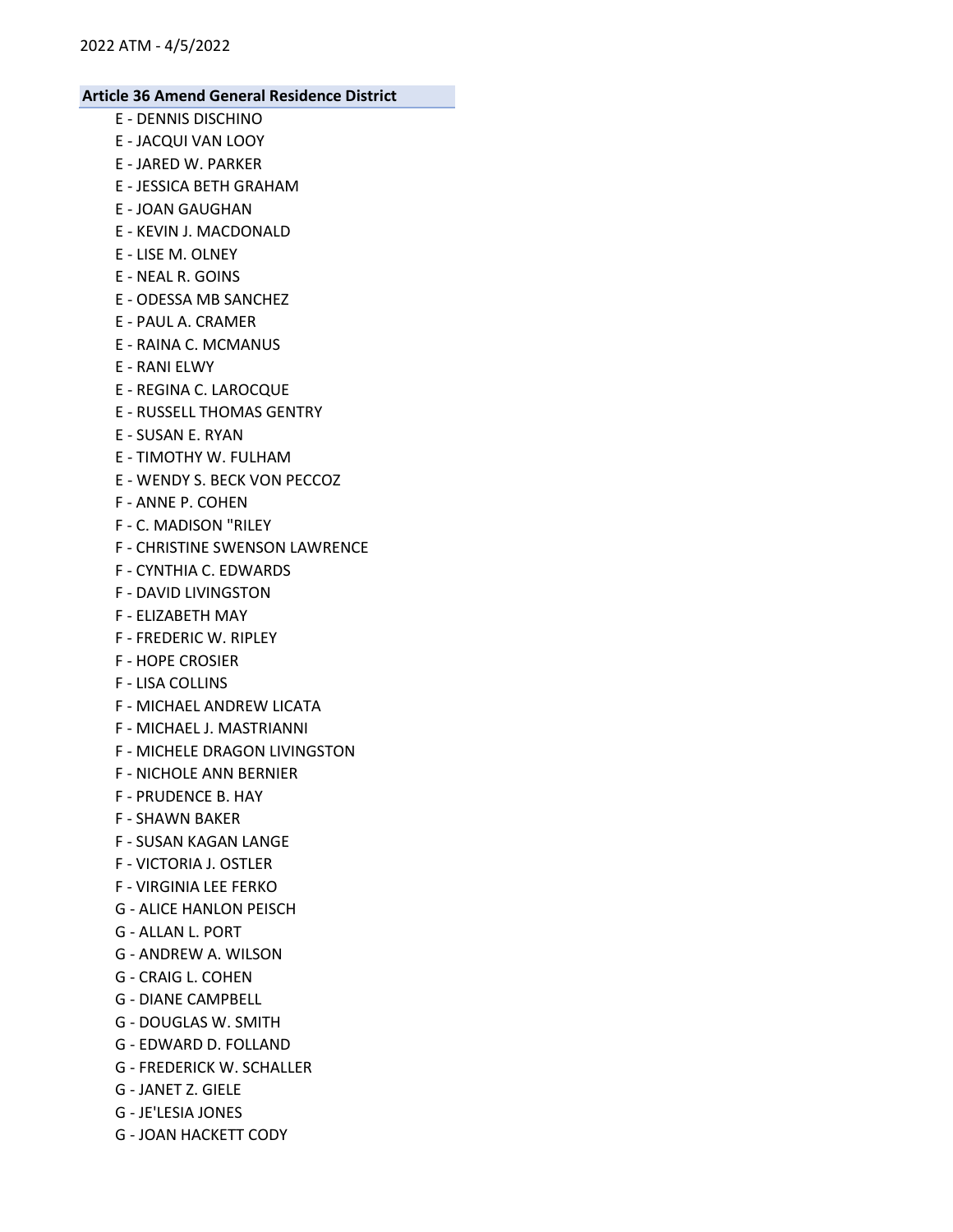**Article 36 Amend General Residence District**

E - DENNIS DISCHINO
E - JACQUI VAN LOOY
E - JARED W. PARKER
E - JESSICA BETH GRAHAM
E - JOAN GAUGHAN
E - KEVIN J. MACDONALD
E - LISE M. OLNEY
E - NEAL R. GOINS
E - ODESSA MB SANCHEZ
E - PAUL A. CRAMER
E - RAINA C. MCMANUS
E - RANI ELWY
E - REGINA C. LAROCQUE
E - RUSSELL THOMAS GENTRY
E - SUSAN E. RYAN
E - TIMOTHY W. FULHAM
E - WENDY S. BECK VON PECCOZ
F - ANNE P. COHEN
F - C. MADISON "RILEY
F - CHRISTINE SWENSON LAWRENCE
F - CYNTHIA C. EDWARDS
F - DAVID LIVINGSTON
F - ELIZABETH MAY
F - FREDERIC W. RIPLEY
F - HOPE CROSIER
F - LISA COLLINS
F - MICHAEL ANDREW LICATA
F - MICHAEL J. MASTRIANNI
F - MICHELE DRAGON LIVINGSTON
F - NICHOLE ANN BERNIER
F - PRUDENCE B. HAY
F - SHAWN BAKER
F - SUSAN KAGAN LANGE
F - VICTORIA J. OSTLER
F - VIRGINIA LEE FERKO
G - ALICE HANLON PEISCH
G - ALLAN L. PORT
G - ANDREW A. WILSON
G - CRAIG L. COHEN
G - DIANE CAMPBELL
G - DOUGLAS W. SMITH
G - EDWARD D. FOLLAND
G - FREDERICK W. SCHALLER
G - JANET Z. GIELE
G - JE'LESIA JONES
G - JOAN HACKETT CODY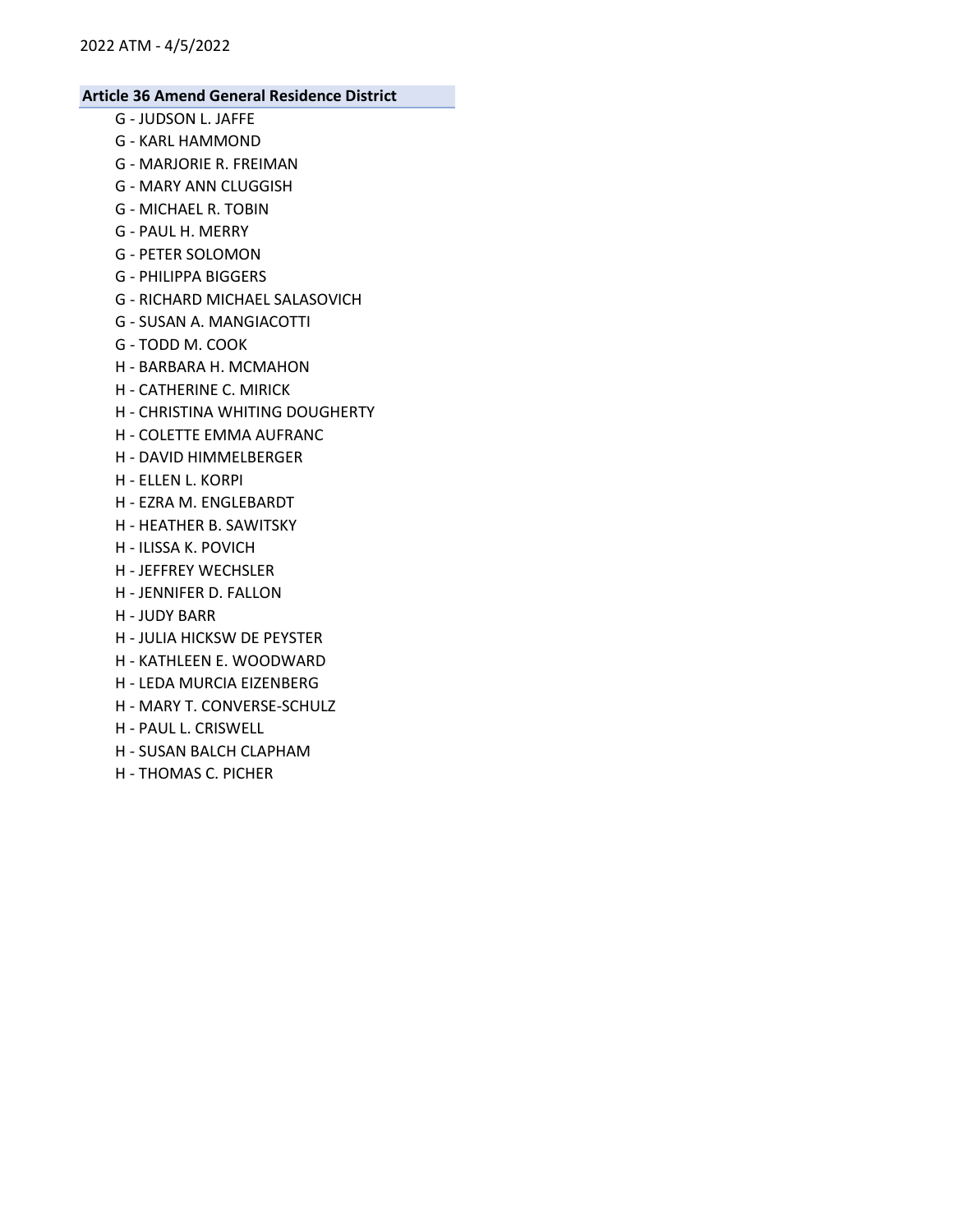**Article 36 Amend General Residence District**

G - JUDSON L. JAFFE
G - KARL HAMMOND
G - MARJORIE R. FREIMAN
G - MARY ANN CLUGGISH
G - MICHAEL R. TOBIN
G - PAUL H. MERRY
G - PETER SOLOMON
G - PHILIPPA BIGGERS
G - RICHARD MICHAEL SALASOVICH
G - SUSAN A. MANGIACOTTI
G - TODD M. COOK
H - BARBARA H. MCMAHON
H - CATHERINE C. MIRICK
H - CHRISTINA WHITING DOUGHERTY
H - COLETTE EMMA AUFRANC
H - DAVID HIMMELBERGER
H - ELLEN L. KORPI
H - EZRA M. ENGLEBARDT
H - HEATHER B. SAWITSKY
H - ILISSA K. POVICH
H - JEFFREY WECHSLER
H - JENNIFER D. FALLON
H - JUDY BARR
H - JULIA HICKSW DE PEYSTER
H - KATHLEEN E. WOODWARD
H - LEDA MURCIA EIZENBERG
H - MARY T. CONVERSE-SCHULZ
H - PAUL L. CRISWELL
H - SUSAN BALCH CLAPHAM
H - THOMAS C. PICHER